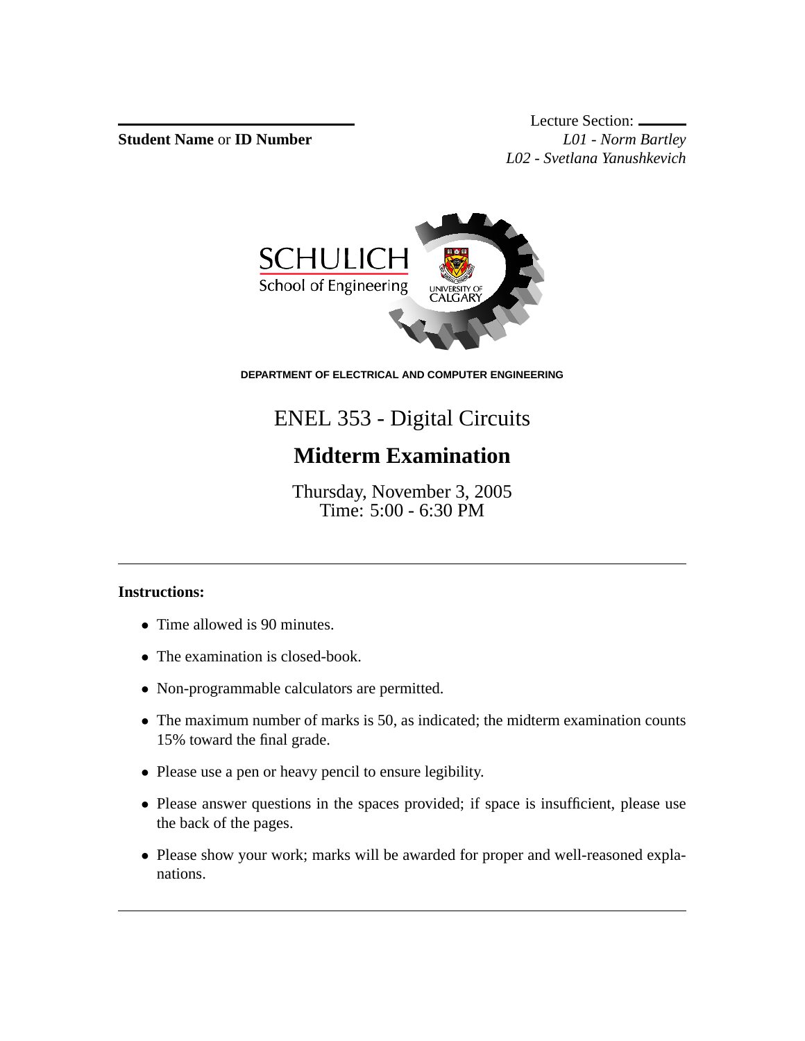**Student Name** or **ID Number**

Lecture Section:
*L01 - Norm Bartley*
*L02 - Svetlana Yanushkevich*

SCHULICH
School of Engineering

UNIVERSITY OF CALGARY

**DEPARTMENT OF ELECTRICAL AND COMPUTER ENGINEERING**

# ENEL 353 - Digital Circuits

# Midterm Examination

Thursday, November 3, 2005
Time: 5:00 - 6:30 PM

---

**Instructions:**

- Time allowed is 90 minutes.
- The examination is closed-book.
- Non-programmable calculators are permitted.
- The maximum number of marks is 50, as indicated; the midterm examination counts 15% toward the final grade.
- Please use a pen or heavy pencil to ensure legibility.
- Please answer questions in the spaces provided; if space is insufficient, please use the back of the pages.
- Please show your work; marks will be awarded for proper and well-reasoned explanations.

---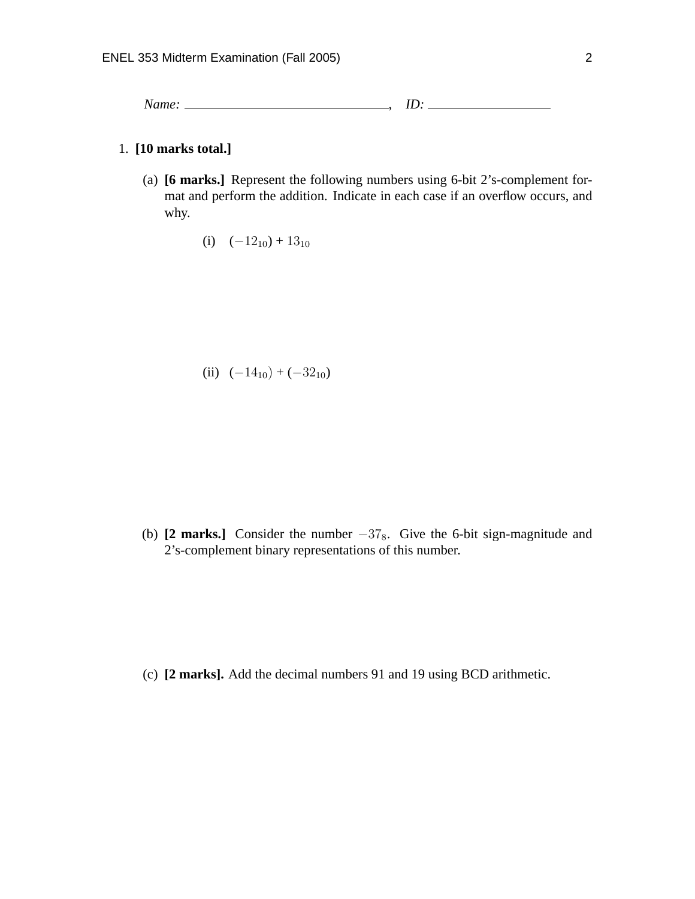*Name:* ______________________________, *ID:* ____________________

1. **[10 marks total.]**

   (a) **[6 marks.]** Represent the following numbers using 6-bit 2's-complement format and perform the addition. Indicate in each case if an overflow occurs, and why.

   (i) $(-12_{10})$ + $13_{10}$

   (ii) $(-14_{10})$ + $(-32_{10})$

   (b) **[2 marks.]** Consider the number $-37_8$. Give the 6-bit sign-magnitude and 2's-complement binary representations of this number.

   (c) **[2 marks].** Add the decimal numbers 91 and 19 using BCD arithmetic.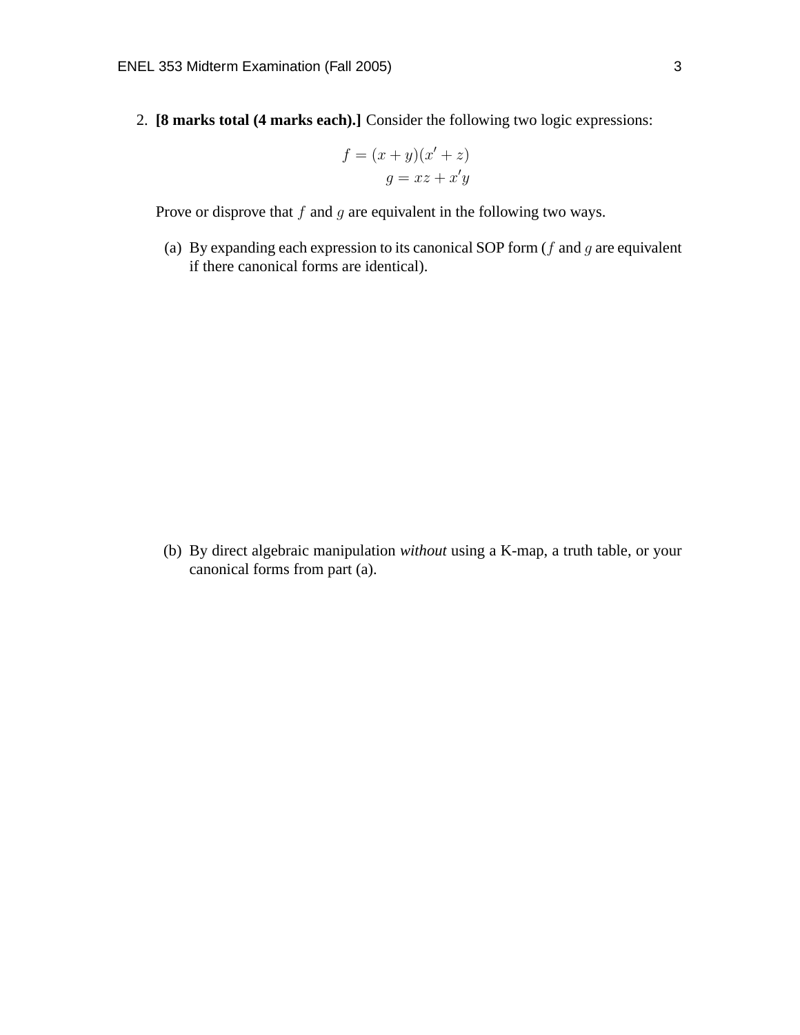2. **[8 marks total (4 marks each).]** Consider the following two logic expressions:

$$f = (x + y)(x' + z)$$
$$g = xz + x'y$$

Prove or disprove that $f$ and $g$ are equivalent in the following two ways.

(a) By expanding each expression to its canonical SOP form ($f$ and $g$ are equivalent if there canonical forms are identical).

(b) By direct algebraic manipulation *without* using a K-map, a truth table, or your canonical forms from part (a).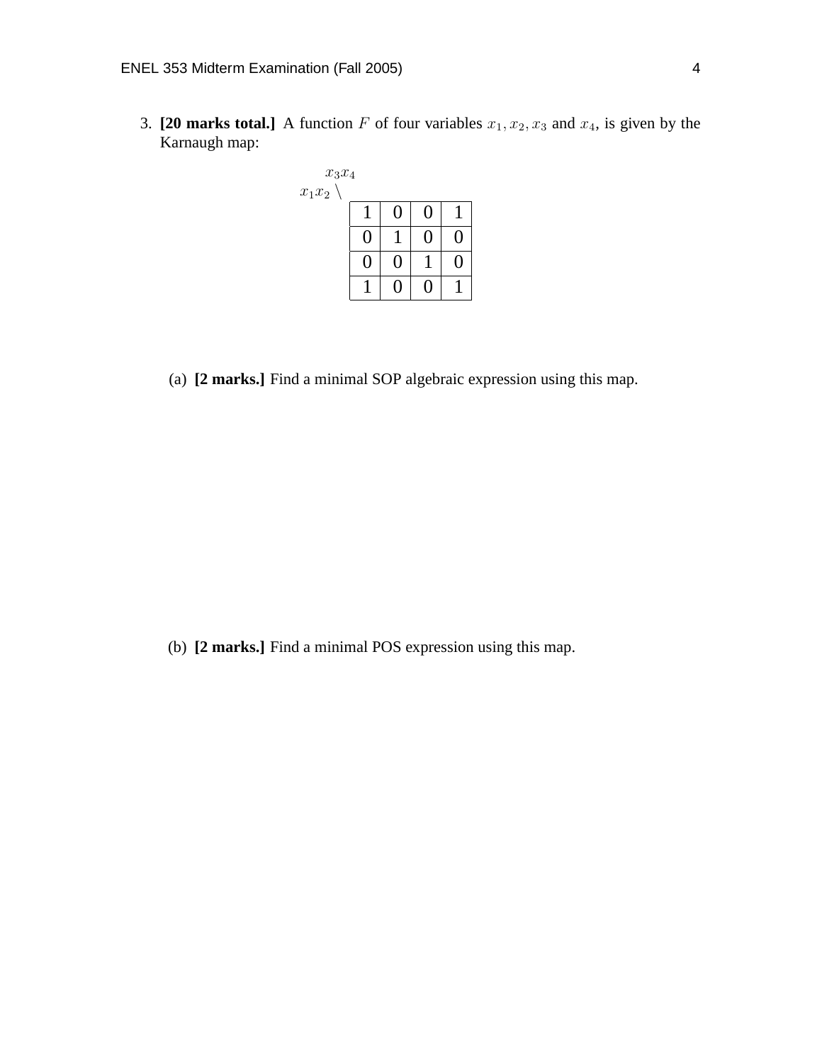3. **[20 marks total.]** A function $F$ of four variables $x_1, x_2, x_3$ and $x_4$, is given by the Karnaugh map:

$x_1x_2 \setminus x_3x_4$

| | | | |
|---|---|---|---|
| 1 | 0 | 0 | 1 |
| 0 | 1 | 0 | 0 |
| 0 | 0 | 1 | 0 |
| 1 | 0 | 0 | 1 |

(a) **[2 marks.]** Find a minimal SOP algebraic expression using this map.

(b) **[2 marks.]** Find a minimal POS expression using this map.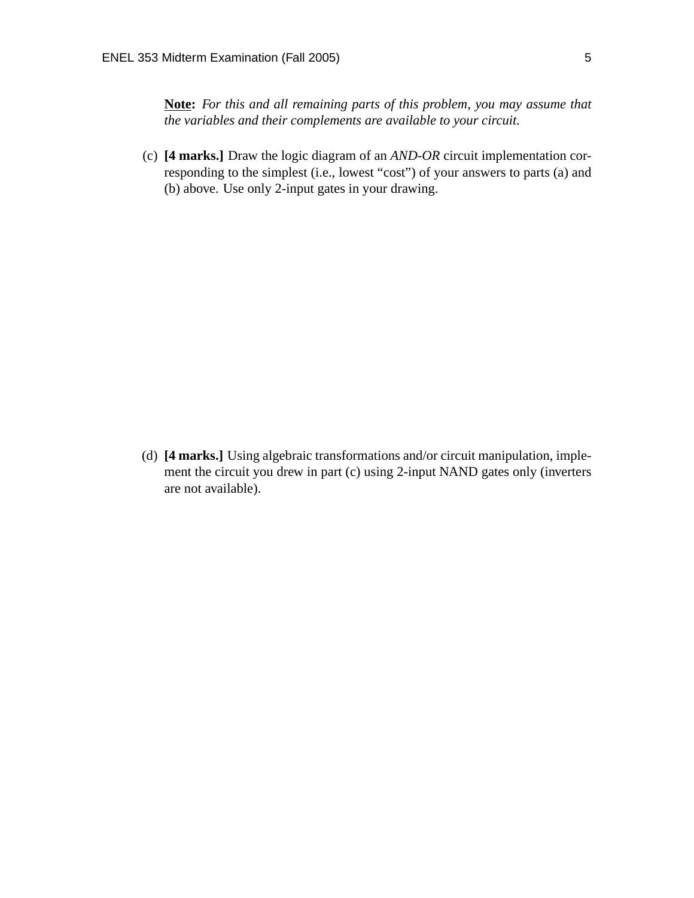**Note:** *For this and all remaining parts of this problem, you may assume that the variables and their complements are available to your circuit.*

(c) **[4 marks.]** Draw the logic diagram of an *AND-OR* circuit implementation corresponding to the simplest (i.e., lowest "cost") of your answers to parts (a) and (b) above. Use only 2-input gates in your drawing.

(d) **[4 marks.]** Using algebraic transformations and/or circuit manipulation, implement the circuit you drew in part (c) using 2-input NAND gates only (inverters are not available).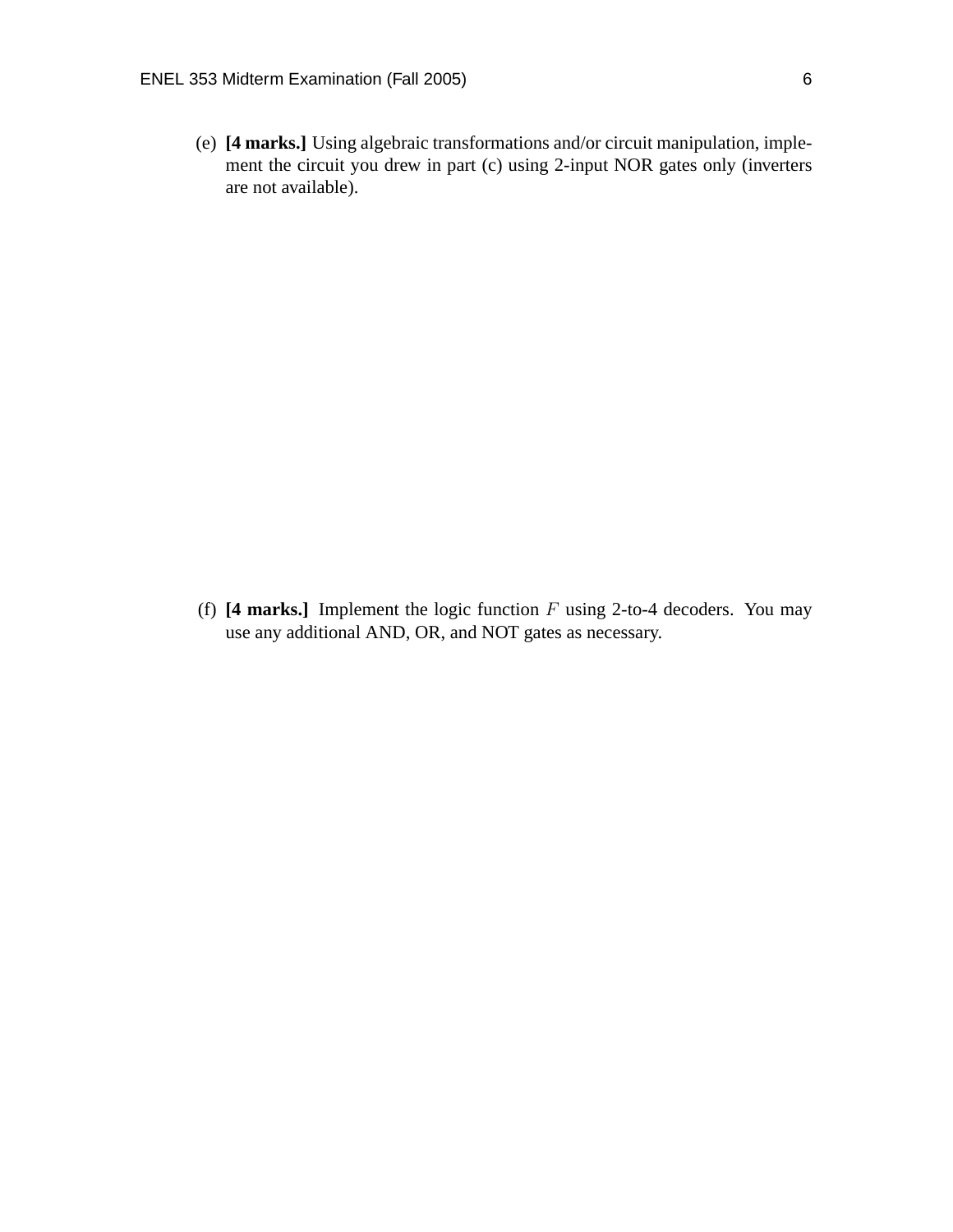(e) **[4 marks.]** Using algebraic transformations and/or circuit manipulation, implement the circuit you drew in part (c) using 2-input NOR gates only (inverters are not available).

(f) **[4 marks.]** Implement the logic function $F$ using 2-to-4 decoders. You may use any additional AND, OR, and NOT gates as necessary.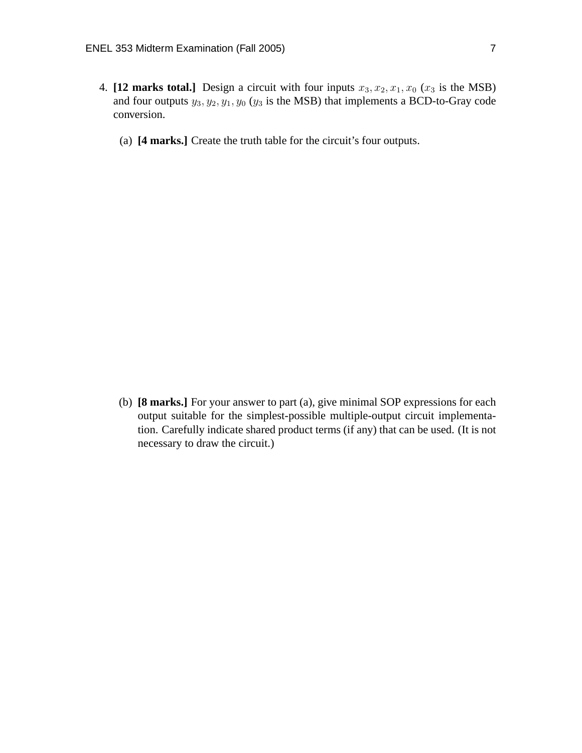4. **[12 marks total.]** Design a circuit with four inputs $x_3, x_2, x_1, x_0$ ($x_3$ is the MSB) and four outputs $y_3, y_2, y_1, y_0$ ($y_3$ is the MSB) that implements a BCD-to-Gray code conversion.

   (a) **[4 marks.]** Create the truth table for the circuit's four outputs.

   (b) **[8 marks.]** For your answer to part (a), give minimal SOP expressions for each output suitable for the simplest-possible multiple-output circuit implementation. Carefully indicate shared product terms (if any) that can be used. (It is not necessary to draw the circuit.)